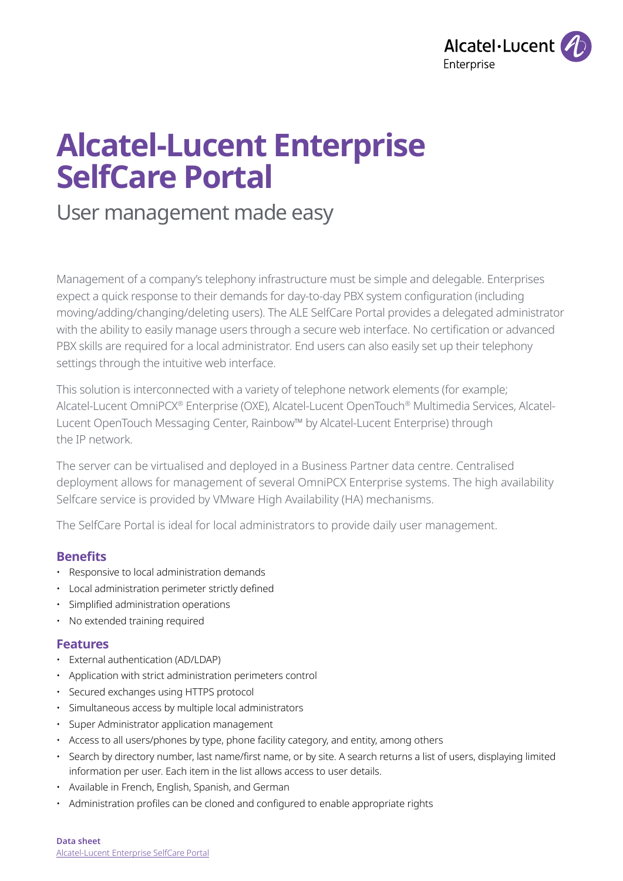# Alcatel-Lucent Enterprise SelfCare Portal

## User management made easy

Management of a company's telephony infrastructure must be simple and delegable. Enterprises expect a quick response to their demands for day-to-day PBX system configuration (including moving/adding/changing/deleting users). The ALE SelfCare Portal provides a delegated administrator with the ability to easily manage users through a secure web interface. No certification or advanced PBX skills are required for a local administrator. End users can also easily set up their telephony settings through the intuitive web interface.

This solution is interconnected with a variety of telephone network elements (for example; Alcatel-Lucent OmniPCX® Enterprise (OXE), Alcatel-Lucent OpenTouch® Multimedia Services, Alcatel-Lucent OpenTouch Messaging Center, Rainbow™ by Alcatel-Lucent Enterprise) through the IP network.

The server can be virtualised and deployed in a Business Partner data centre. Centralised deployment allows for management of several OmniPCX Enterprise systems. The high availability Selfcare service is provided by VMware High Availability (HA) mechanisms.

The SelfCare Portal is ideal for local administrators to provide daily user management.

### Benefits

- Responsive to local administration demands
- Local administration perimeter strictly defined
- Simplified administration operations
- No extended training required

### Features

- External authentication (AD/LDAP)
- Application with strict administration perimeters control
- Secured exchanges using HTTPS protocol
- Simultaneous access by multiple local administrators
- Super Administrator application management
- Access to all users/phones by type, phone facility category, and entity, among others
- Search by directory number, last name/first name, or by site. A search returns a list of users, displaying limited information per user. Each item in the list allows access to user details.
- Available in French, English, Spanish, and German
- Administration profiles can be cloned and configured to enable appropriate rights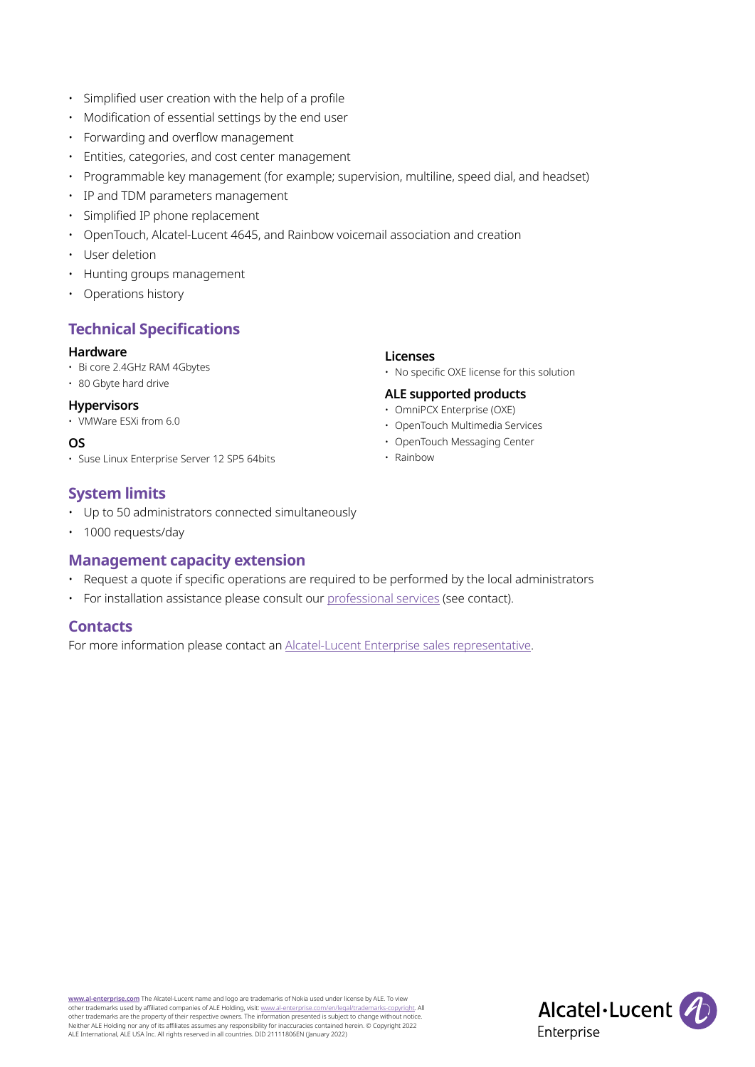- Simplified user creation with the help of a profile
- Modification of essential settings by the end user
- Forwarding and overflow management
- Entities, categories, and cost center management
- Programmable key management (for example; supervision, multiline, speed dial, and headset)
- IP and TDM parameters management
- Simplified IP phone replacement
- OpenTouch, Alcatel-Lucent 4645, and Rainbow voicemail association and creation
- User deletion
- Hunting groups management
- Operations history

## Technical Specifications

### Hardware

- Bi core 2.4GHz RAM 4Gbytes
- 80 Gbyte hard drive

### Hypervisors

- VMWare ESXi from 6.0

### OS

- Suse Linux Enterprise Server 12 SP5 64bits

### Licenses

- No specific OXE license for this solution

### ALE supported products

- OmniPCX Enterprise (OXE)
- OpenTouch Multimedia Services
- OpenTouch Messaging Center
- Rainbow

## System limits

- Up to 50 administrators connected simultaneously
- 1000 requests/day

## Management capacity extension

- Request a quote if specific operations are required to be performed by the local administrators
- For installation assistance please consult our professional services (see contact).

## Contacts

For more information please contact an Alcatel-Lucent Enterprise sales representative.

**www.al-enterprise.com** The Alcatel-Lucent name and logo are trademarks of Nokia used under license by ALE. To view other trademarks used by affiliated companies of ALE Holding, visit: www.al-enterprise.com/en/legal/trademarks-copyright. All other trademarks are the property of their respective owners. The information presented is subject to change without notice. Neither ALE Holding nor any of its affiliates assumes any responsibility for inaccuracies contained herein. © Copyright 2022 ALE International, ALE USA Inc. All rights reserved in all countries. DID 21111806EN (January 2022)